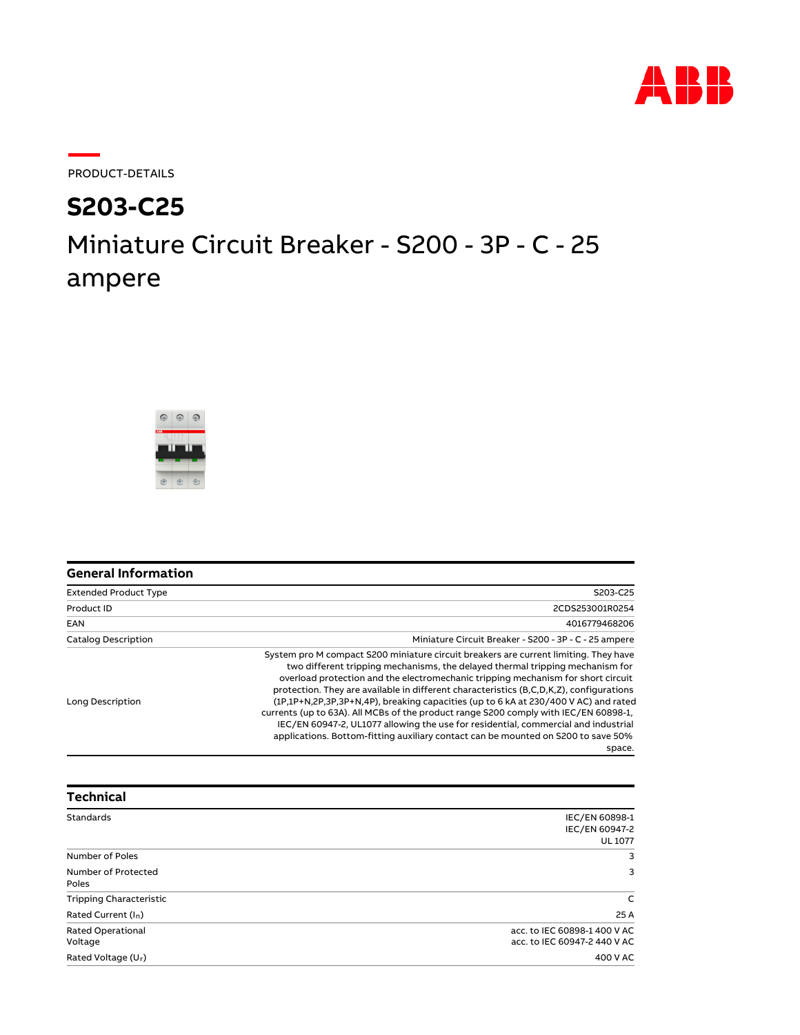PRODUCT-DETAILS

# S203-C25

## Miniature Circuit Breaker - S200 - 3P - C - 25 ampere

### General Information

| | |
|---|---|
| Extended Product Type | S203-C25 |
| Product ID | 2CDS253001R0254 |
| EAN | 4016779468206 |
| Catalog Description | Miniature Circuit Breaker - S200 - 3P - C - 25 ampere |
| Long Description | System pro M compact S200 miniature circuit breakers are current limiting. They have two different tripping mechanisms, the delayed thermal tripping mechanism for overload protection and the electromechanic tripping mechanism for short circuit protection. They are available in different characteristics (B,C,D,K,Z), configurations (1P,1P+N,2P,3P,3P+N,4P), breaking capacities (up to 6 kA at 230/400 V AC) and rated currents (up to 63A). All MCBs of the product range S200 comply with IEC/EN 60898-1, IEC/EN 60947-2, UL1077 allowing the use for residential, commercial and industrial applications. Bottom-fitting auxiliary contact can be mounted on S200 to save 50% space. |

### Technical

| | |
|---|---|
| Standards | IEC/EN 60898-1<br>IEC/EN 60947-2<br>UL 1077 |
| Number of Poles | 3 |
| Number of Protected Poles | 3 |
| Tripping Characteristic | C |
| Rated Current ($I_n$) | 25 A |
| Rated Operational Voltage | acc. to IEC 60898-1 400 V AC<br>acc. to IEC 60947-2 440 V AC |
| Rated Voltage ($U_r$) | 400 V AC |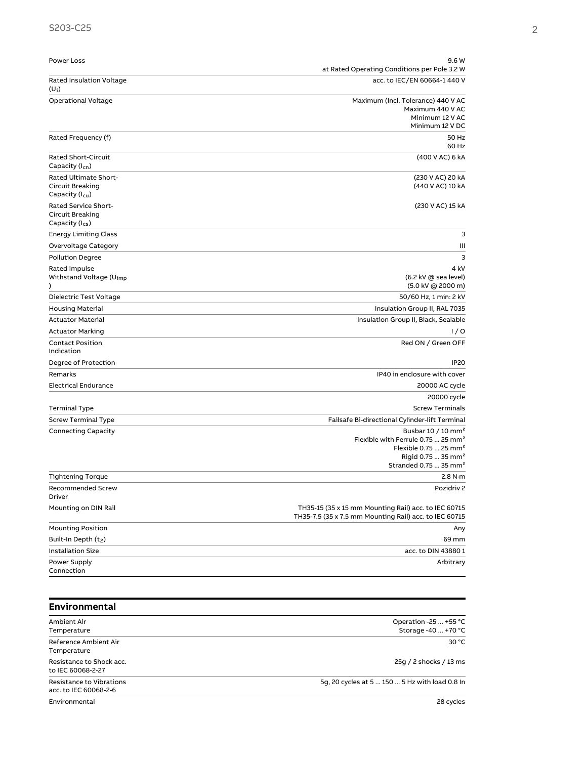| | |
|---|---|
| Power Loss | 9.6 W<br>at Rated Operating Conditions per Pole 3.2 W |
| Rated Insulation Voltage ($U_i$) | acc. to IEC/EN 60664-1 440 V |
| Operational Voltage | Maximum (Incl. Tolerance) 440 V AC<br>Maximum 440 V AC<br>Minimum 12 V AC<br>Minimum 12 V DC |
| Rated Frequency (f) | 50 Hz<br>60 Hz |
| Rated Short-Circuit Capacity ($I_{cn}$) | (400 V AC) 6 kA |
| Rated Ultimate Short-Circuit Breaking Capacity ($I_{cu}$) | (230 V AC) 20 kA<br>(440 V AC) 10 kA |
| Rated Service Short-Circuit Breaking Capacity ($I_{cs}$) | (230 V AC) 15 kA |
| Energy Limiting Class | 3 |
| Overvoltage Category | III |
| Pollution Degree | 3 |
| Rated Impulse Withstand Voltage ($U_{imp}$) | 4 kV<br>(6.2 kV @ sea level)<br>(5.0 kV @ 2000 m) |
| Dielectric Test Voltage | 50/60 Hz, 1 min: 2 kV |
| Housing Material | Insulation Group II, RAL 7035 |
| Actuator Material | Insulation Group II, Black, Sealable |
| Actuator Marking | I / O |
| Contact Position Indication | Red ON / Green OFF |
| Degree of Protection | IP20 |
| Remarks | IP40 in enclosure with cover |
| Electrical Endurance | 20000 AC cycle |
| | 20000 cycle |
| Terminal Type | Screw Terminals |
| Screw Terminal Type | Failsafe Bi-directional Cylinder-lift Terminal |
| Connecting Capacity | Busbar 10 / 10 mm²<br>Flexible with Ferrule 0.75 ... 25 mm²<br>Flexible 0.75 ... 25 mm²<br>Rigid 0.75 ... 35 mm²<br>Stranded 0.75 ... 35 mm² |
| Tightening Torque | 2.8 N·m |
| Recommended Screw Driver | Pozidriv 2 |
| Mounting on DIN Rail | TH35-15 (35 x 15 mm Mounting Rail) acc. to IEC 60715<br>TH35-7.5 (35 x 7.5 mm Mounting Rail) acc. to IEC 60715 |
| Mounting Position | Any |
| Built-In Depth ($t_2$) | 69 mm |
| Installation Size | acc. to DIN 43880 1 |
| Power Supply Connection | Arbitrary |

## Environmental

| | |
|---|---|
| Ambient Air Temperature | Operation -25 ... +55 °C<br>Storage -40 ... +70 °C |
| Reference Ambient Air Temperature | 30 °C |
| Resistance to Shock acc. to IEC 60068-2-27 | 25g / 2 shocks / 13 ms |
| Resistance to Vibrations acc. to IEC 60068-2-6 | 5g, 20 cycles at 5 ... 150 ... 5 Hz with load 0.8 In |
| Environmental | 28 cycles |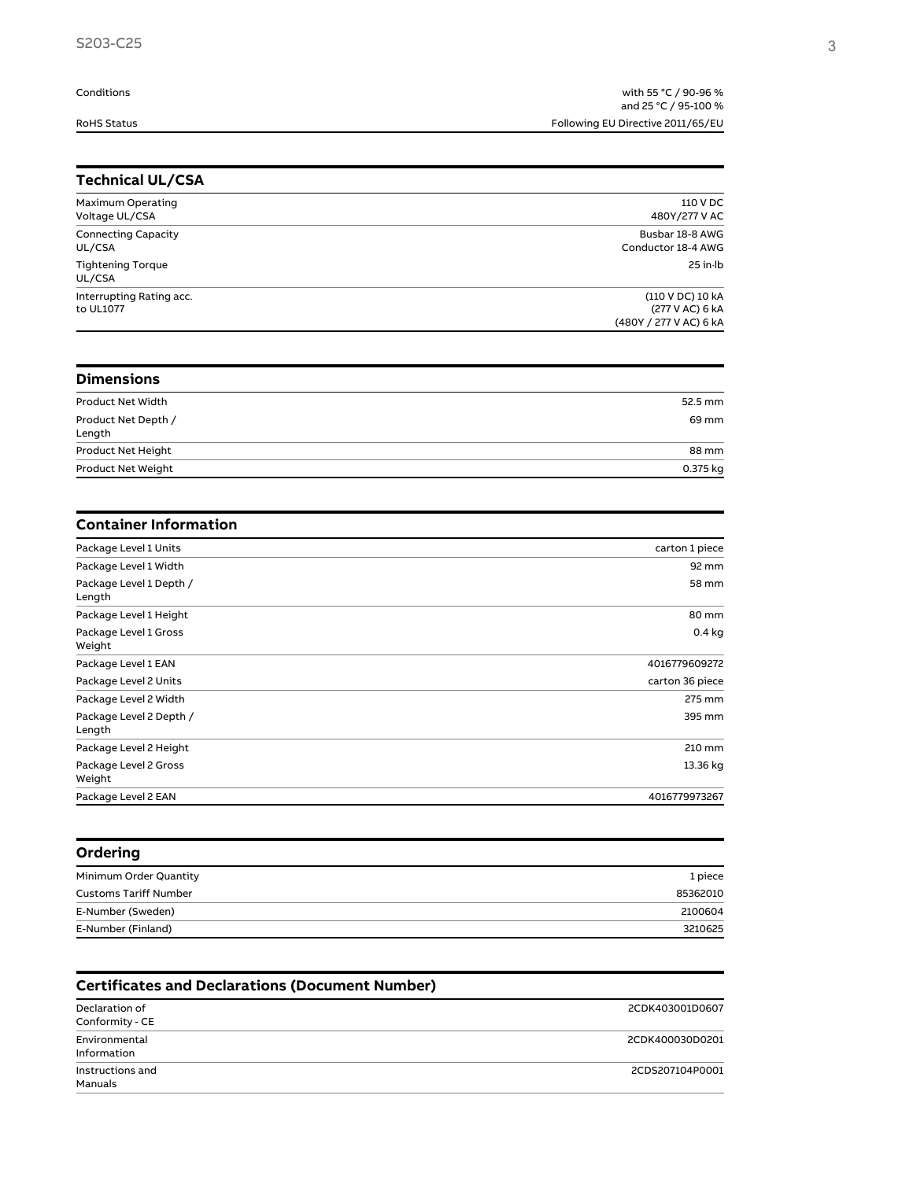| | |
|---|---|
| Conditions | with 55 °C / 90-96 %<br>and 25 °C / 95-100 % |
| RoHS Status | Following EU Directive 2011/65/EU |

## Technical UL/CSA

| | |
|---|---|
| Maximum Operating Voltage UL/CSA | 110 V DC<br>480Y/277 V AC |
| Connecting Capacity UL/CSA | Busbar 18-8 AWG<br>Conductor 18-4 AWG |
| Tightening Torque UL/CSA | 25 in·lb |
| Interrupting Rating acc. to UL1077 | (110 V DC) 10 kA<br>(277 V AC) 6 kA<br>(480Y / 277 V AC) 6 kA |

## Dimensions

| | |
|---|---|
| Product Net Width | 52.5 mm |
| Product Net Depth / Length | 69 mm |
| Product Net Height | 88 mm |
| Product Net Weight | 0.375 kg |

## Container Information

| | |
|---|---|
| Package Level 1 Units | carton 1 piece |
| Package Level 1 Width | 92 mm |
| Package Level 1 Depth / Length | 58 mm |
| Package Level 1 Height | 80 mm |
| Package Level 1 Gross Weight | 0.4 kg |
| Package Level 1 EAN | 4016779609272 |
| Package Level 2 Units | carton 36 piece |
| Package Level 2 Width | 275 mm |
| Package Level 2 Depth / Length | 395 mm |
| Package Level 2 Height | 210 mm |
| Package Level 2 Gross Weight | 13.36 kg |
| Package Level 2 EAN | 4016779973267 |

## Ordering

| | |
|---|---|
| Minimum Order Quantity | 1 piece |
| Customs Tariff Number | 85362010 |
| E-Number (Sweden) | 2100604 |
| E-Number (Finland) | 3210625 |

## Certificates and Declarations (Document Number)

| | |
|---|---|
| Declaration of Conformity - CE | 2CDK403001D0607 |
| Environmental Information | 2CDK400030D0201 |
| Instructions and Manuals | 2CDS207104P0001 |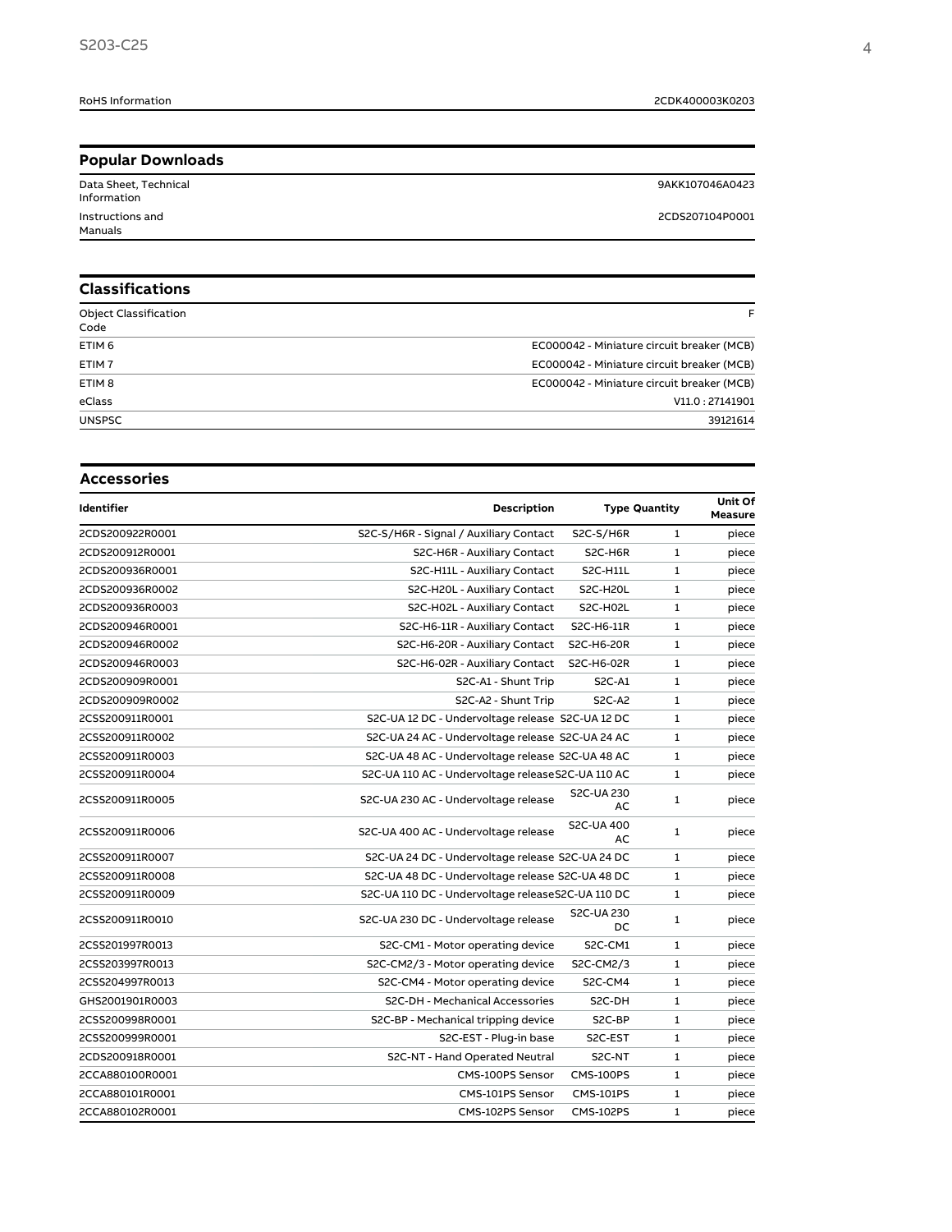| RoHS Information | 2CDK400003K0203 |
| --- | --- |

## Popular Downloads

| | |
| --- | --- |
| Data Sheet, Technical Information | 9AKK107046A0423 |
| Instructions and Manuals | 2CDS207104P0001 |

## Classifications

| | |
| --- | --- |
| Object Classification Code | F |
| ETIM 6 | EC000042 - Miniature circuit breaker (MCB) |
| ETIM 7 | EC000042 - Miniature circuit breaker (MCB) |
| ETIM 8 | EC000042 - Miniature circuit breaker (MCB) |
| eClass | V11.0 : 27141901 |
| UNSPSC | 39121614 |

## Accessories

| Identifier | Description | Type | Quantity | Unit Of Measure |
| --- | --- | --- | --- | --- |
| 2CDS200922R0001 | S2C-S/H6R - Signal / Auxiliary Contact | S2C-S/H6R | 1 | piece |
| 2CDS200912R0001 | S2C-H6R - Auxiliary Contact | S2C-H6R | 1 | piece |
| 2CDS200936R0001 | S2C-H11L - Auxiliary Contact | S2C-H11L | 1 | piece |
| 2CDS200936R0002 | S2C-H20L - Auxiliary Contact | S2C-H20L | 1 | piece |
| 2CDS200936R0003 | S2C-H02L - Auxiliary Contact | S2C-H02L | 1 | piece |
| 2CDS200946R0001 | S2C-H6-11R - Auxiliary Contact | S2C-H6-11R | 1 | piece |
| 2CDS200946R0002 | S2C-H6-20R - Auxiliary Contact | S2C-H6-20R | 1 | piece |
| 2CDS200946R0003 | S2C-H6-02R - Auxiliary Contact | S2C-H6-02R | 1 | piece |
| 2CDS200909R0001 | S2C-A1 - Shunt Trip | S2C-A1 | 1 | piece |
| 2CDS200909R0002 | S2C-A2 - Shunt Trip | S2C-A2 | 1 | piece |
| 2CSS200911R0001 | S2C-UA 12 DC - Undervoltage release | S2C-UA 12 DC | 1 | piece |
| 2CSS200911R0002 | S2C-UA 24 AC - Undervoltage release | S2C-UA 24 AC | 1 | piece |
| 2CSS200911R0003 | S2C-UA 48 AC - Undervoltage release | S2C-UA 48 AC | 1 | piece |
| 2CSS200911R0004 | S2C-UA 110 AC - Undervoltage release | S2C-UA 110 AC | 1 | piece |
| 2CSS200911R0005 | S2C-UA 230 AC - Undervoltage release | S2C-UA 230 AC | 1 | piece |
| 2CSS200911R0006 | S2C-UA 400 AC - Undervoltage release | S2C-UA 400 AC | 1 | piece |
| 2CSS200911R0007 | S2C-UA 24 DC - Undervoltage release | S2C-UA 24 DC | 1 | piece |
| 2CSS200911R0008 | S2C-UA 48 DC - Undervoltage release | S2C-UA 48 DC | 1 | piece |
| 2CSS200911R0009 | S2C-UA 110 DC - Undervoltage release | S2C-UA 110 DC | 1 | piece |
| 2CSS200911R0010 | S2C-UA 230 DC - Undervoltage release | S2C-UA 230 DC | 1 | piece |
| 2CSS201997R0013 | S2C-CM1 - Motor operating device | S2C-CM1 | 1 | piece |
| 2CSS203997R0013 | S2C-CM2/3 - Motor operating device | S2C-CM2/3 | 1 | piece |
| 2CSS204997R0013 | S2C-CM4 - Motor operating device | S2C-CM4 | 1 | piece |
| GHS2001901R0003 | S2C-DH - Mechanical Accessories | S2C-DH | 1 | piece |
| 2CSS200998R0001 | S2C-BP - Mechanical tripping device | S2C-BP | 1 | piece |
| 2CSS200999R0001 | S2C-EST - Plug-in base | S2C-EST | 1 | piece |
| 2CDS200918R0001 | S2C-NT - Hand Operated Neutral | S2C-NT | 1 | piece |
| 2CCA880100R0001 | CMS-100PS Sensor | CMS-100PS | 1 | piece |
| 2CCA880101R0001 | CMS-101PS Sensor | CMS-101PS | 1 | piece |
| 2CCA880102R0001 | CMS-102PS Sensor | CMS-102PS | 1 | piece |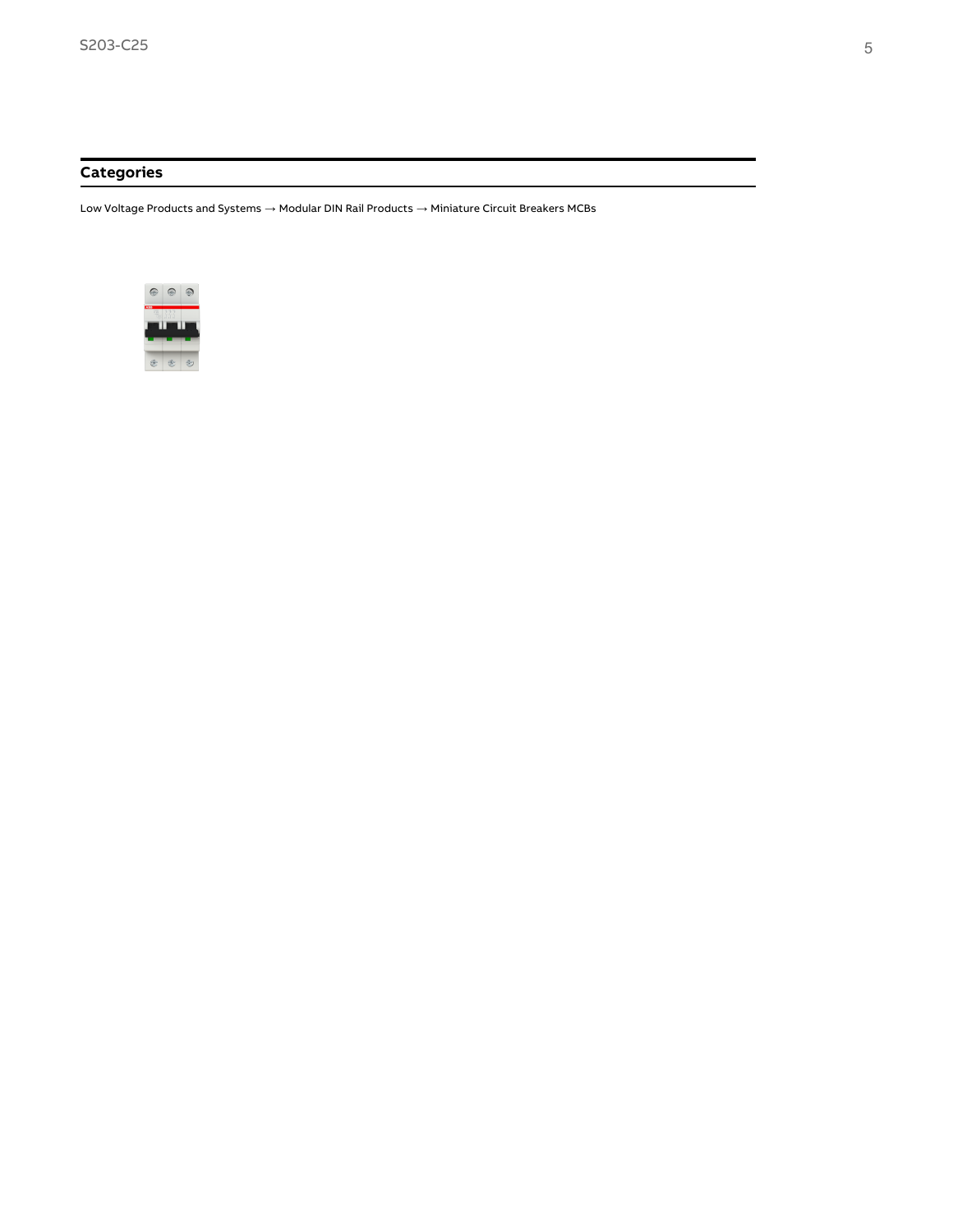## Categories

Low Voltage Products and Systems → Modular DIN Rail Products → Miniature Circuit Breakers MCBs